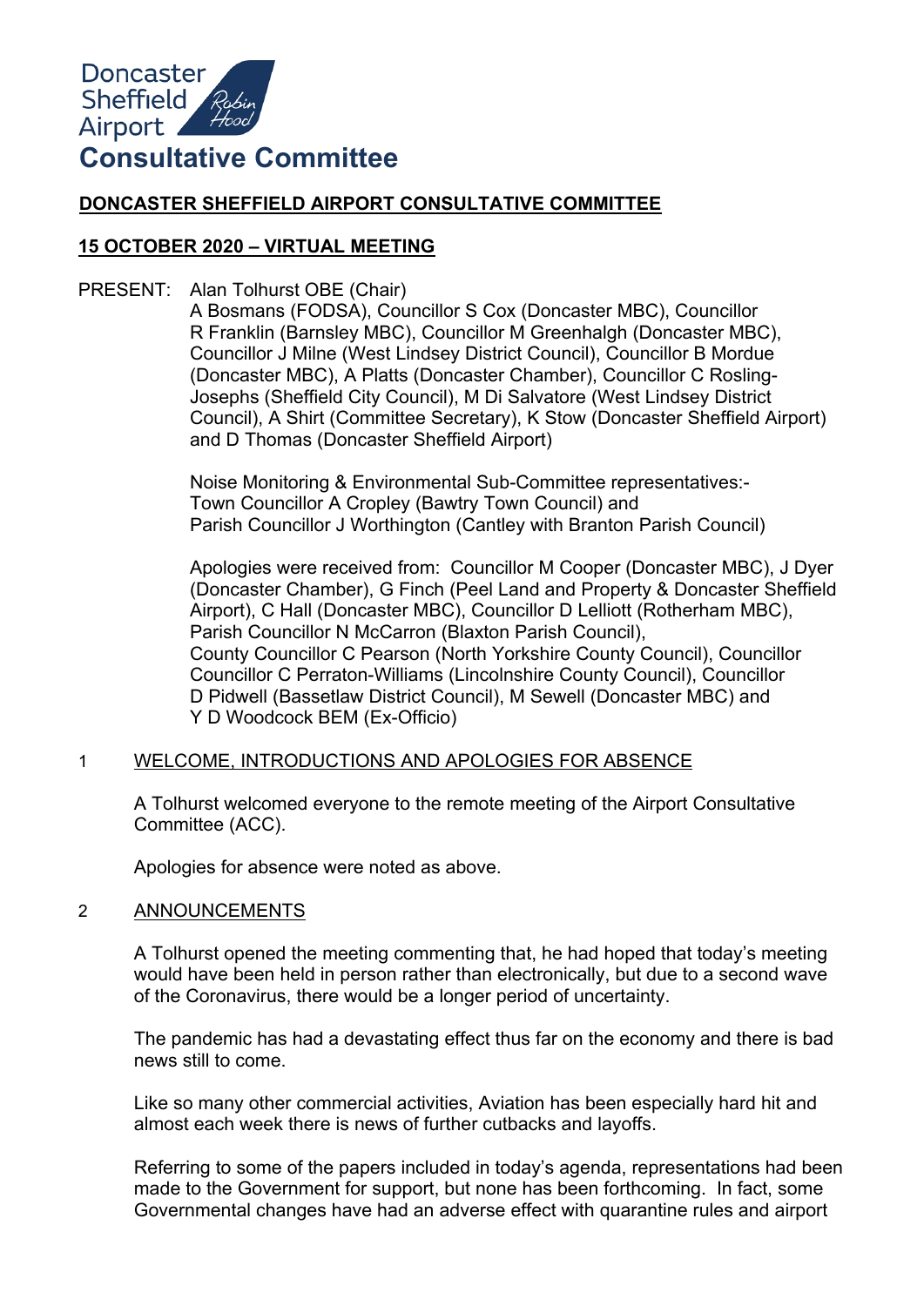Doncaster Sheffield Airport

# Consultative Committee

## DONCASTER SHEFFIELD AIRPORT CONSULTATIVE COMMITTEE

## 15 OCTOBER 2020 – VIRTUAL MEETING

PRESENT: Alan Tolhurst OBE (Chair)
A Bosmans (FODSA), Councillor S Cox (Doncaster MBC), Councillor R Franklin (Barnsley MBC), Councillor M Greenhalgh (Doncaster MBC), Councillor J Milne (West Lindsey District Council), Councillor B Mordue (Doncaster MBC), A Platts (Doncaster Chamber), Councillor C Rosling-Josephs (Sheffield City Council), M Di Salvatore (West Lindsey District Council), A Shirt (Committee Secretary), K Stow (Doncaster Sheffield Airport) and D Thomas (Doncaster Sheffield Airport)

Noise Monitoring & Environmental Sub-Committee representatives:-
Town Councillor A Cropley (Bawtry Town Council) and
Parish Councillor J Worthington (Cantley with Branton Parish Council)

Apologies were received from: Councillor M Cooper (Doncaster MBC), J Dyer (Doncaster Chamber), G Finch (Peel Land and Property & Doncaster Sheffield Airport), C Hall (Doncaster MBC), Councillor D Lelliott (Rotherham MBC), Parish Councillor N McCarron (Blaxton Parish Council), County Councillor C Pearson (North Yorkshire County Council), Councillor Councillor C Perraton-Williams (Lincolnshire County Council), Councillor D Pidwell (Bassetlaw District Council), M Sewell (Doncaster MBC) and Y D Woodcock BEM (Ex-Officio)

1 WELCOME, INTRODUCTIONS AND APOLOGIES FOR ABSENCE

A Tolhurst welcomed everyone to the remote meeting of the Airport Consultative Committee (ACC).

Apologies for absence were noted as above.

2 ANNOUNCEMENTS

A Tolhurst opened the meeting commenting that, he had hoped that today's meeting would have been held in person rather than electronically, but due to a second wave of the Coronavirus, there would be a longer period of uncertainty.

The pandemic has had a devastating effect thus far on the economy and there is bad news still to come.

Like so many other commercial activities, Aviation has been especially hard hit and almost each week there is news of further cutbacks and layoffs.

Referring to some of the papers included in today's agenda, representations had been made to the Government for support, but none has been forthcoming. In fact, some Governmental changes have had an adverse effect with quarantine rules and airport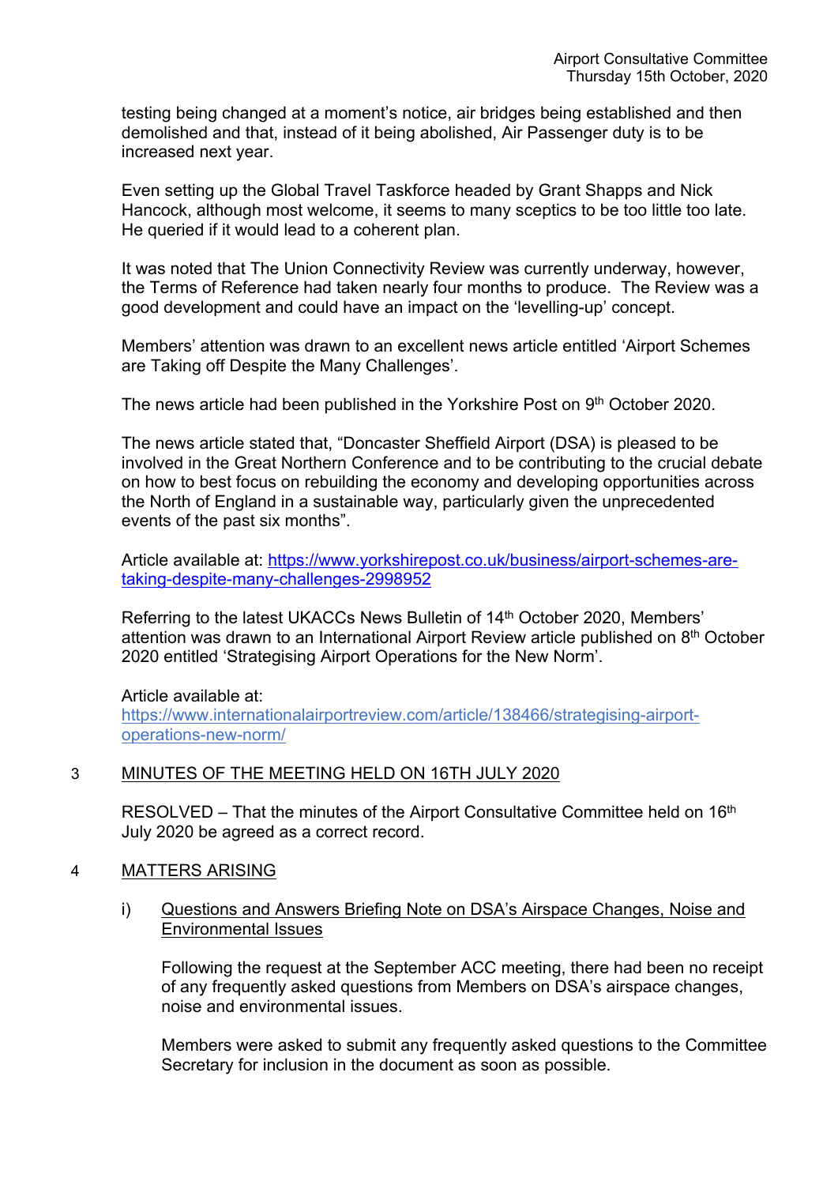testing being changed at a moment's notice, air bridges being established and then demolished and that, instead of it being abolished, Air Passenger duty is to be increased next year.

Even setting up the Global Travel Taskforce headed by Grant Shapps and Nick Hancock, although most welcome, it seems to many sceptics to be too little too late. He queried if it would lead to a coherent plan.

It was noted that The Union Connectivity Review was currently underway, however, the Terms of Reference had taken nearly four months to produce. The Review was a good development and could have an impact on the 'levelling-up' concept.

Members' attention was drawn to an excellent news article entitled 'Airport Schemes are Taking off Despite the Many Challenges'.

The news article had been published in the Yorkshire Post on 9th October 2020.

The news article stated that, "Doncaster Sheffield Airport (DSA) is pleased to be involved in the Great Northern Conference and to be contributing to the crucial debate on how to best focus on rebuilding the economy and developing opportunities across the North of England in a sustainable way, particularly given the unprecedented events of the past six months".

Article available at: https://www.yorkshirepost.co.uk/business/airport-schemes-are-taking-despite-many-challenges-2998952

Referring to the latest UKACCs News Bulletin of 14th October 2020, Members' attention was drawn to an International Airport Review article published on 8th October 2020 entitled 'Strategising Airport Operations for the New Norm'.

Article available at:
https://www.internationalairportreview.com/article/138466/strategising-airport-operations-new-norm/

## 3 MINUTES OF THE MEETING HELD ON 16TH JULY 2020

RESOLVED – That the minutes of the Airport Consultative Committee held on 16th July 2020 be agreed as a correct record.

## 4 MATTERS ARISING

### i) Questions and Answers Briefing Note on DSA's Airspace Changes, Noise and Environmental Issues

Following the request at the September ACC meeting, there had been no receipt of any frequently asked questions from Members on DSA's airspace changes, noise and environmental issues.

Members were asked to submit any frequently asked questions to the Committee Secretary for inclusion in the document as soon as possible.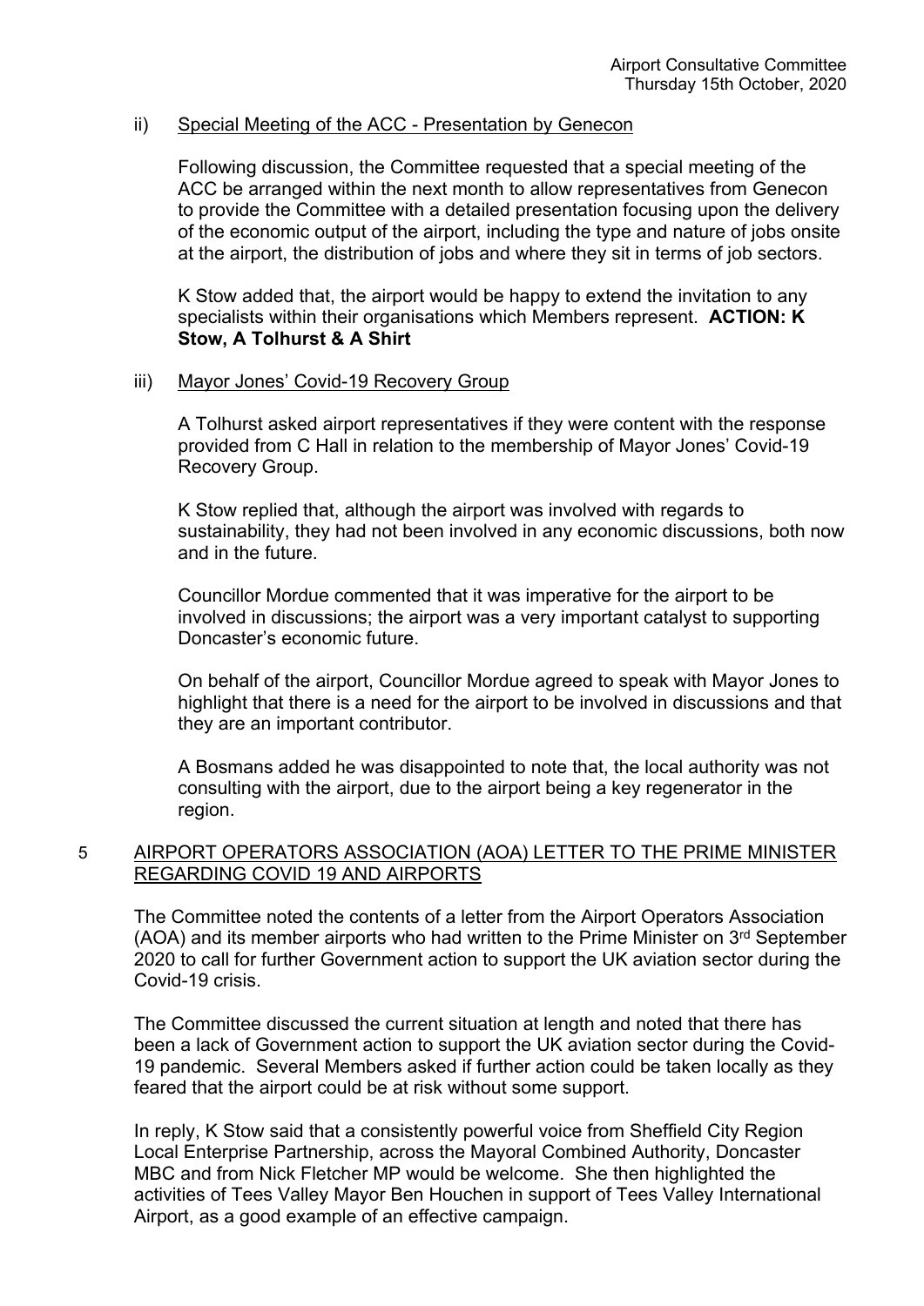ii) Special Meeting of the ACC - Presentation by Genecon

Following discussion, the Committee requested that a special meeting of the ACC be arranged within the next month to allow representatives from Genecon to provide the Committee with a detailed presentation focusing upon the delivery of the economic output of the airport, including the type and nature of jobs onsite at the airport, the distribution of jobs and where they sit in terms of job sectors.

K Stow added that, the airport would be happy to extend the invitation to any specialists within their organisations which Members represent. **ACTION: K Stow, A Tolhurst & A Shirt**

iii) Mayor Jones' Covid-19 Recovery Group

A Tolhurst asked airport representatives if they were content with the response provided from C Hall in relation to the membership of Mayor Jones' Covid-19 Recovery Group.

K Stow replied that, although the airport was involved with regards to sustainability, they had not been involved in any economic discussions, both now and in the future.

Councillor Mordue commented that it was imperative for the airport to be involved in discussions; the airport was a very important catalyst to supporting Doncaster's economic future.

On behalf of the airport, Councillor Mordue agreed to speak with Mayor Jones to highlight that there is a need for the airport to be involved in discussions and that they are an important contributor.

A Bosmans added he was disappointed to note that, the local authority was not consulting with the airport, due to the airport being a key regenerator in the region.

5 AIRPORT OPERATORS ASSOCIATION (AOA) LETTER TO THE PRIME MINISTER REGARDING COVID 19 AND AIRPORTS

The Committee noted the contents of a letter from the Airport Operators Association (AOA) and its member airports who had written to the Prime Minister on 3rd September 2020 to call for further Government action to support the UK aviation sector during the Covid-19 crisis.

The Committee discussed the current situation at length and noted that there has been a lack of Government action to support the UK aviation sector during the Covid-19 pandemic. Several Members asked if further action could be taken locally as they feared that the airport could be at risk without some support.

In reply, K Stow said that a consistently powerful voice from Sheffield City Region Local Enterprise Partnership, across the Mayoral Combined Authority, Doncaster MBC and from Nick Fletcher MP would be welcome. She then highlighted the activities of Tees Valley Mayor Ben Houchen in support of Tees Valley International Airport, as a good example of an effective campaign.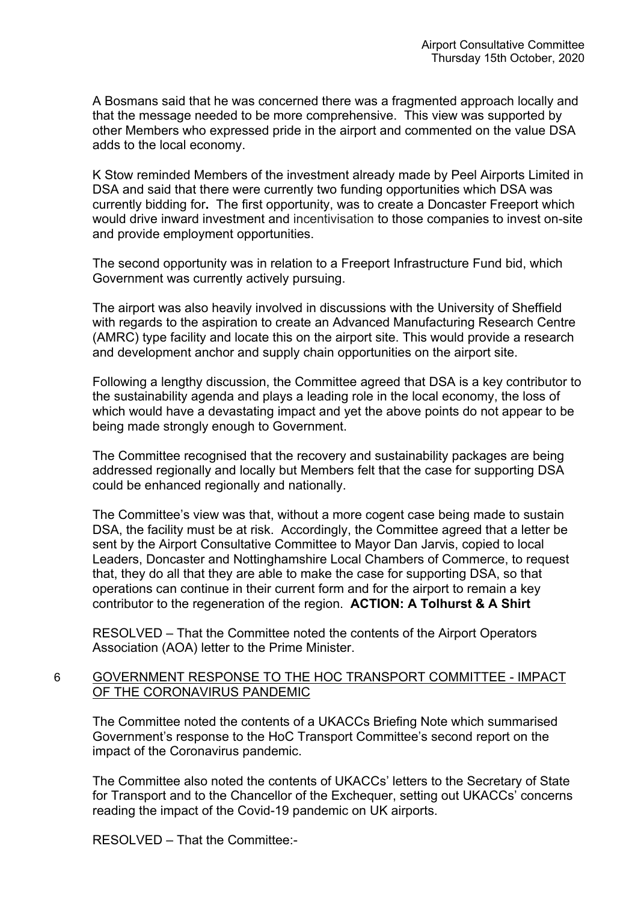A Bosmans said that he was concerned there was a fragmented approach locally and that the message needed to be more comprehensive. This view was supported by other Members who expressed pride in the airport and commented on the value DSA adds to the local economy.

K Stow reminded Members of the investment already made by Peel Airports Limited in DSA and said that there were currently two funding opportunities which DSA was currently bidding for**.** The first opportunity, was to create a Doncaster Freeport which would drive inward investment and incentivisation to those companies to invest on-site and provide employment opportunities.

The second opportunity was in relation to a Freeport Infrastructure Fund bid, which Government was currently actively pursuing.

The airport was also heavily involved in discussions with the University of Sheffield with regards to the aspiration to create an Advanced Manufacturing Research Centre (AMRC) type facility and locate this on the airport site. This would provide a research and development anchor and supply chain opportunities on the airport site.

Following a lengthy discussion, the Committee agreed that DSA is a key contributor to the sustainability agenda and plays a leading role in the local economy, the loss of which would have a devastating impact and yet the above points do not appear to be being made strongly enough to Government.

The Committee recognised that the recovery and sustainability packages are being addressed regionally and locally but Members felt that the case for supporting DSA could be enhanced regionally and nationally.

The Committee's view was that, without a more cogent case being made to sustain DSA, the facility must be at risk. Accordingly, the Committee agreed that a letter be sent by the Airport Consultative Committee to Mayor Dan Jarvis, copied to local Leaders, Doncaster and Nottinghamshire Local Chambers of Commerce, to request that, they do all that they are able to make the case for supporting DSA, so that operations can continue in their current form and for the airport to remain a key contributor to the regeneration of the region. **ACTION: A Tolhurst & A Shirt**

RESOLVED – That the Committee noted the contents of the Airport Operators Association (AOA) letter to the Prime Minister.

## 6 GOVERNMENT RESPONSE TO THE HOC TRANSPORT COMMITTEE - IMPACT OF THE CORONAVIRUS PANDEMIC

The Committee noted the contents of a UKACCs Briefing Note which summarised Government's response to the HoC Transport Committee's second report on the impact of the Coronavirus pandemic.

The Committee also noted the contents of UKACCs' letters to the Secretary of State for Transport and to the Chancellor of the Exchequer, setting out UKACCs' concerns reading the impact of the Covid-19 pandemic on UK airports.

RESOLVED – That the Committee:-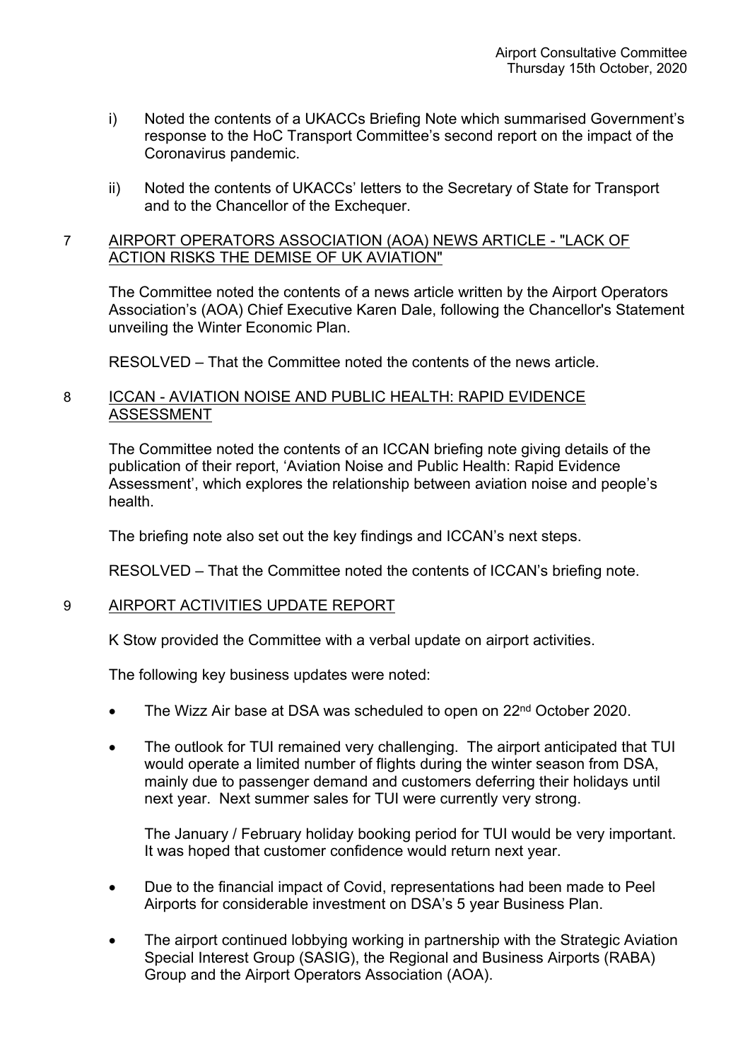i) Noted the contents of a UKACCs Briefing Note which summarised Government's response to the HoC Transport Committee's second report on the impact of the Coronavirus pandemic.

ii) Noted the contents of UKACCs' letters to the Secretary of State for Transport and to the Chancellor of the Exchequer.

## 7 AIRPORT OPERATORS ASSOCIATION (AOA) NEWS ARTICLE - "LACK OF ACTION RISKS THE DEMISE OF UK AVIATION"

The Committee noted the contents of a news article written by the Airport Operators Association's (AOA) Chief Executive Karen Dale, following the Chancellor's Statement unveiling the Winter Economic Plan.

RESOLVED – That the Committee noted the contents of the news article.

## 8 ICCAN - AVIATION NOISE AND PUBLIC HEALTH: RAPID EVIDENCE ASSESSMENT

The Committee noted the contents of an ICCAN briefing note giving details of the publication of their report, 'Aviation Noise and Public Health: Rapid Evidence Assessment', which explores the relationship between aviation noise and people's health.

The briefing note also set out the key findings and ICCAN's next steps.

RESOLVED – That the Committee noted the contents of ICCAN's briefing note.

## 9 AIRPORT ACTIVITIES UPDATE REPORT

K Stow provided the Committee with a verbal update on airport activities.

The following key business updates were noted:

- The Wizz Air base at DSA was scheduled to open on 22nd October 2020.
- The outlook for TUI remained very challenging. The airport anticipated that TUI would operate a limited number of flights during the winter season from DSA, mainly due to passenger demand and customers deferring their holidays until next year. Next summer sales for TUI were currently very strong.

  The January / February holiday booking period for TUI would be very important. It was hoped that customer confidence would return next year.

- Due to the financial impact of Covid, representations had been made to Peel Airports for considerable investment on DSA's 5 year Business Plan.
- The airport continued lobbying working in partnership with the Strategic Aviation Special Interest Group (SASIG), the Regional and Business Airports (RABA) Group and the Airport Operators Association (AOA).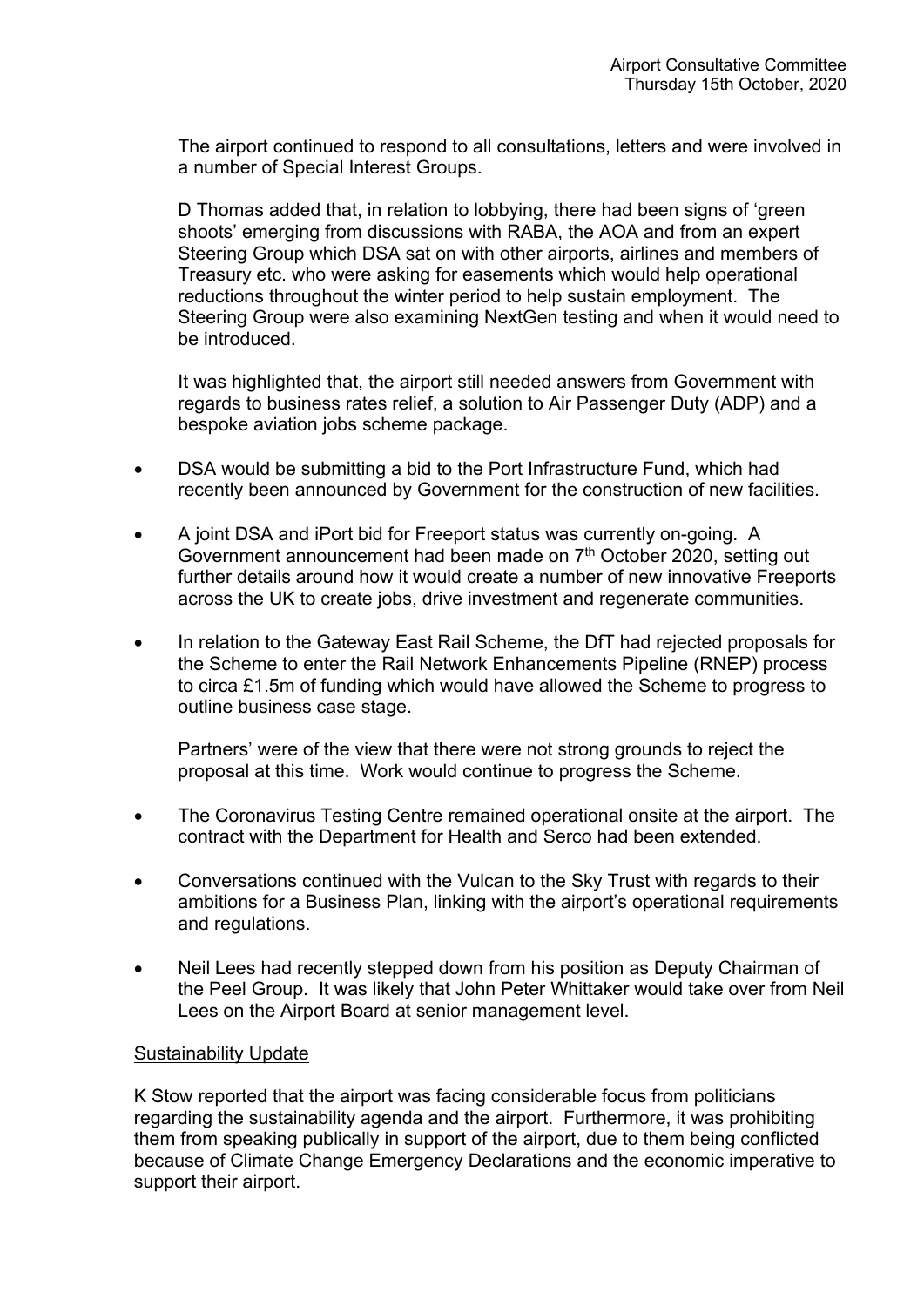The airport continued to respond to all consultations, letters and were involved in a number of Special Interest Groups.

D Thomas added that, in relation to lobbying, there had been signs of 'green shoots' emerging from discussions with RABA, the AOA and from an expert Steering Group which DSA sat on with other airports, airlines and members of Treasury etc. who were asking for easements which would help operational reductions throughout the winter period to help sustain employment. The Steering Group were also examining NextGen testing and when it would need to be introduced.

It was highlighted that, the airport still needed answers from Government with regards to business rates relief, a solution to Air Passenger Duty (ADP) and a bespoke aviation jobs scheme package.

- DSA would be submitting a bid to the Port Infrastructure Fund, which had recently been announced by Government for the construction of new facilities.
- A joint DSA and iPort bid for Freeport status was currently on-going. A Government announcement had been made on 7th October 2020, setting out further details around how it would create a number of new innovative Freeports across the UK to create jobs, drive investment and regenerate communities.
- In relation to the Gateway East Rail Scheme, the DfT had rejected proposals for the Scheme to enter the Rail Network Enhancements Pipeline (RNEP) process to circa £1.5m of funding which would have allowed the Scheme to progress to outline business case stage.

  Partners' were of the view that there were not strong grounds to reject the proposal at this time. Work would continue to progress the Scheme.
- The Coronavirus Testing Centre remained operational onsite at the airport. The contract with the Department for Health and Serco had been extended.
- Conversations continued with the Vulcan to the Sky Trust with regards to their ambitions for a Business Plan, linking with the airport's operational requirements and regulations.
- Neil Lees had recently stepped down from his position as Deputy Chairman of the Peel Group. It was likely that John Peter Whittaker would take over from Neil Lees on the Airport Board at senior management level.

<u>Sustainability Update</u>

K Stow reported that the airport was facing considerable focus from politicians regarding the sustainability agenda and the airport. Furthermore, it was prohibiting them from speaking publically in support of the airport, due to them being conflicted because of Climate Change Emergency Declarations and the economic imperative to support their airport.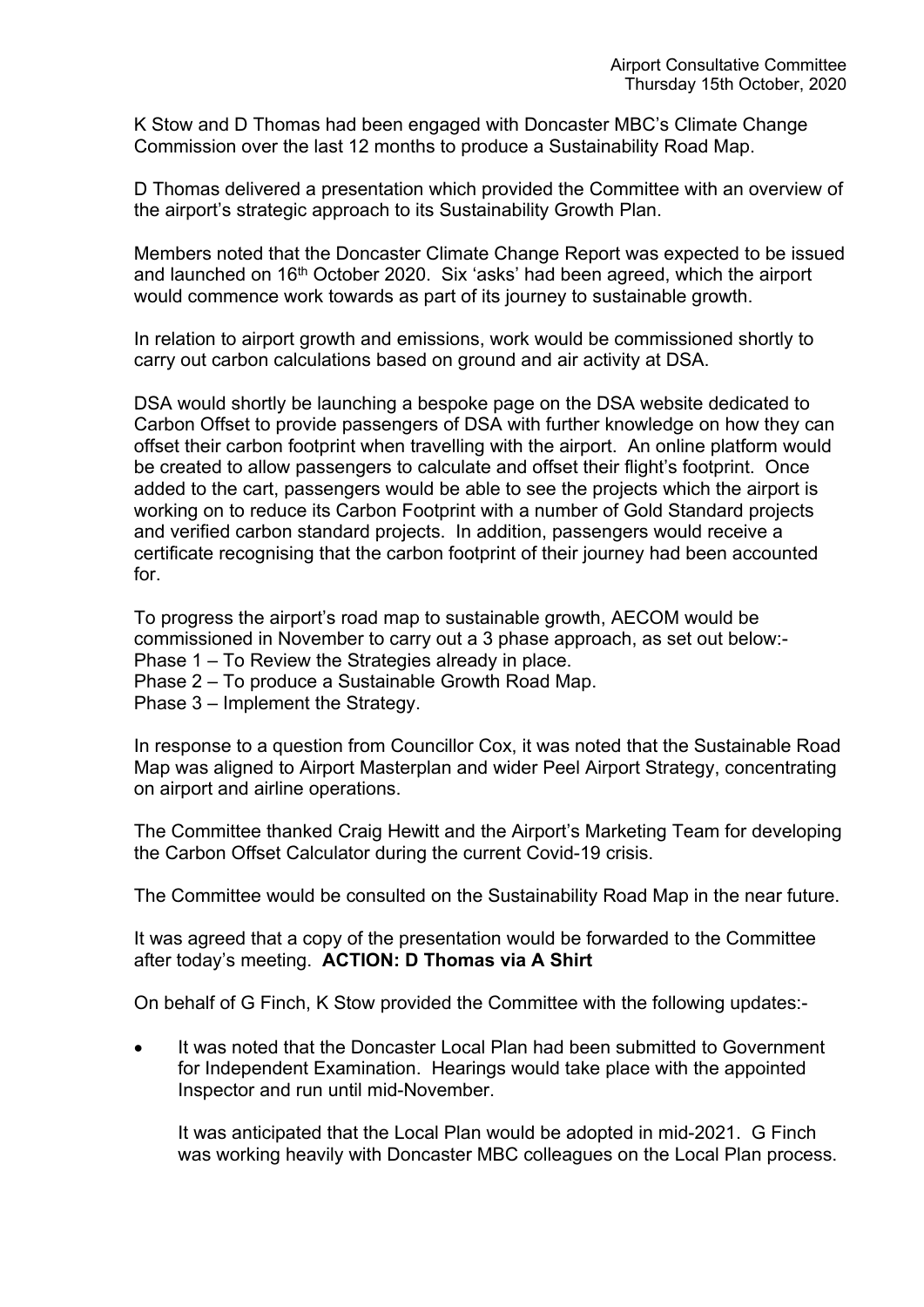K Stow and D Thomas had been engaged with Doncaster MBC's Climate Change Commission over the last 12 months to produce a Sustainability Road Map.

D Thomas delivered a presentation which provided the Committee with an overview of the airport's strategic approach to its Sustainability Growth Plan.

Members noted that the Doncaster Climate Change Report was expected to be issued and launched on 16th October 2020. Six 'asks' had been agreed, which the airport would commence work towards as part of its journey to sustainable growth.

In relation to airport growth and emissions, work would be commissioned shortly to carry out carbon calculations based on ground and air activity at DSA.

DSA would shortly be launching a bespoke page on the DSA website dedicated to Carbon Offset to provide passengers of DSA with further knowledge on how they can offset their carbon footprint when travelling with the airport. An online platform would be created to allow passengers to calculate and offset their flight's footprint. Once added to the cart, passengers would be able to see the projects which the airport is working on to reduce its Carbon Footprint with a number of Gold Standard projects and verified carbon standard projects. In addition, passengers would receive a certificate recognising that the carbon footprint of their journey had been accounted for.

To progress the airport's road map to sustainable growth, AECOM would be commissioned in November to carry out a 3 phase approach, as set out below:-
Phase 1 – To Review the Strategies already in place.
Phase 2 – To produce a Sustainable Growth Road Map.
Phase 3 – Implement the Strategy.

In response to a question from Councillor Cox, it was noted that the Sustainable Road Map was aligned to Airport Masterplan and wider Peel Airport Strategy, concentrating on airport and airline operations.

The Committee thanked Craig Hewitt and the Airport's Marketing Team for developing the Carbon Offset Calculator during the current Covid-19 crisis.

The Committee would be consulted on the Sustainability Road Map in the near future.

It was agreed that a copy of the presentation would be forwarded to the Committee after today's meeting. **ACTION: D Thomas via A Shirt**

On behalf of G Finch, K Stow provided the Committee with the following updates:-

- It was noted that the Doncaster Local Plan had been submitted to Government for Independent Examination. Hearings would take place with the appointed Inspector and run until mid-November.

  It was anticipated that the Local Plan would be adopted in mid-2021. G Finch was working heavily with Doncaster MBC colleagues on the Local Plan process.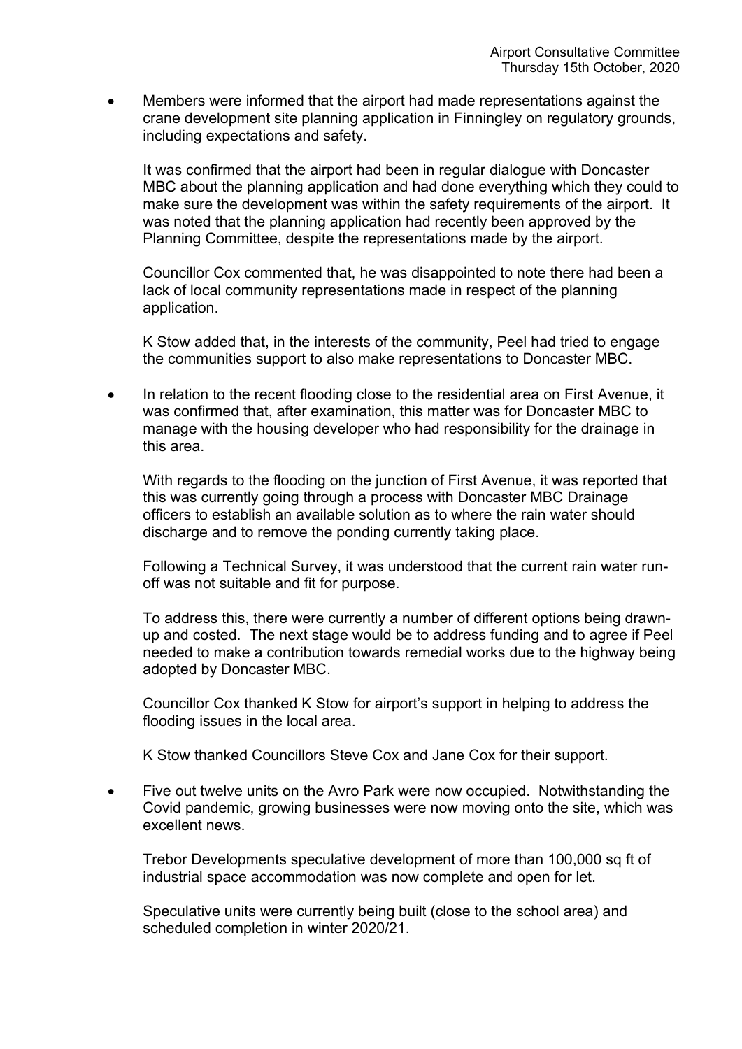- Members were informed that the airport had made representations against the crane development site planning application in Finningley on regulatory grounds, including expectations and safety.

  It was confirmed that the airport had been in regular dialogue with Doncaster MBC about the planning application and had done everything which they could to make sure the development was within the safety requirements of the airport. It was noted that the planning application had recently been approved by the Planning Committee, despite the representations made by the airport.

  Councillor Cox commented that, he was disappointed to note there had been a lack of local community representations made in respect of the planning application.

  K Stow added that, in the interests of the community, Peel had tried to engage the communities support to also make representations to Doncaster MBC.

- In relation to the recent flooding close to the residential area on First Avenue, it was confirmed that, after examination, this matter was for Doncaster MBC to manage with the housing developer who had responsibility for the drainage in this area.

  With regards to the flooding on the junction of First Avenue, it was reported that this was currently going through a process with Doncaster MBC Drainage officers to establish an available solution as to where the rain water should discharge and to remove the ponding currently taking place.

  Following a Technical Survey, it was understood that the current rain water run-off was not suitable and fit for purpose.

  To address this, there were currently a number of different options being drawn-up and costed. The next stage would be to address funding and to agree if Peel needed to make a contribution towards remedial works due to the highway being adopted by Doncaster MBC.

  Councillor Cox thanked K Stow for airport's support in helping to address the flooding issues in the local area.

  K Stow thanked Councillors Steve Cox and Jane Cox for their support.

- Five out twelve units on the Avro Park were now occupied. Notwithstanding the Covid pandemic, growing businesses were now moving onto the site, which was excellent news.

  Trebor Developments speculative development of more than 100,000 sq ft of industrial space accommodation was now complete and open for let.

  Speculative units were currently being built (close to the school area) and scheduled completion in winter 2020/21.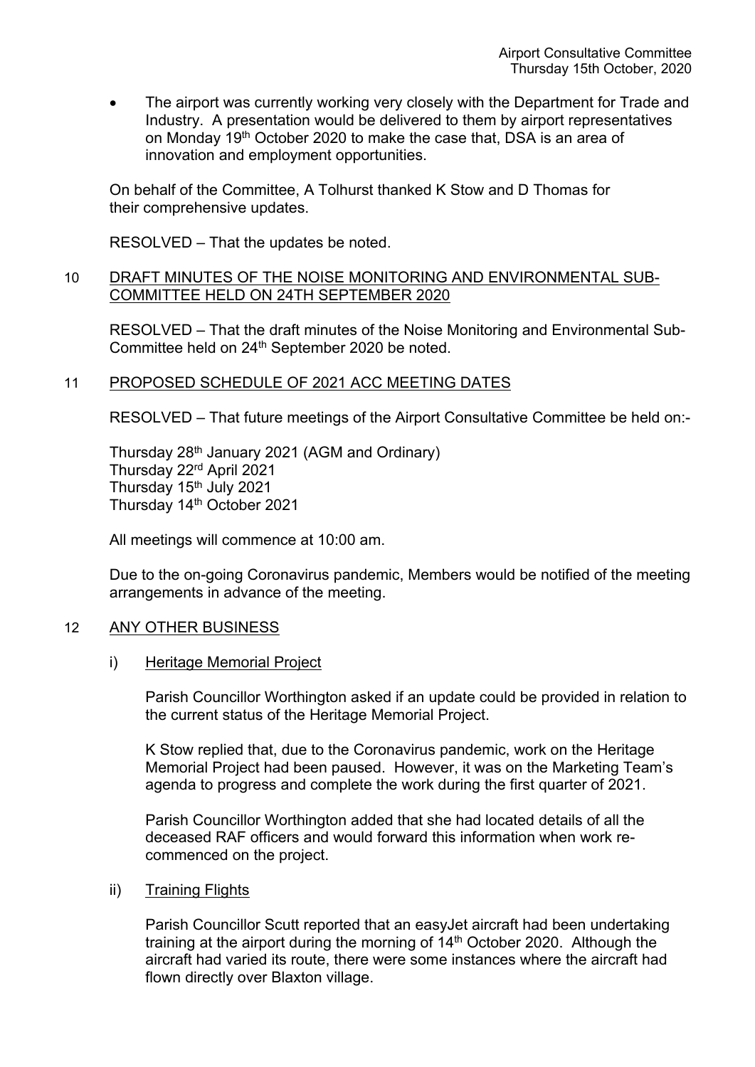- The airport was currently working very closely with the Department for Trade and Industry. A presentation would be delivered to them by airport representatives on Monday 19th October 2020 to make the case that, DSA is an area of innovation and employment opportunities.

On behalf of the Committee, A Tolhurst thanked K Stow and D Thomas for their comprehensive updates.

RESOLVED – That the updates be noted.

## 10 DRAFT MINUTES OF THE NOISE MONITORING AND ENVIRONMENTAL SUB-COMMITTEE HELD ON 24TH SEPTEMBER 2020

RESOLVED – That the draft minutes of the Noise Monitoring and Environmental Sub-Committee held on 24th September 2020 be noted.

## 11 PROPOSED SCHEDULE OF 2021 ACC MEETING DATES

RESOLVED – That future meetings of the Airport Consultative Committee be held on:-

Thursday 28th January 2021 (AGM and Ordinary)
Thursday 22rd April 2021
Thursday 15th July 2021
Thursday 14th October 2021

All meetings will commence at 10:00 am.

Due to the on-going Coronavirus pandemic, Members would be notified of the meeting arrangements in advance of the meeting.

## 12 ANY OTHER BUSINESS

### i) Heritage Memorial Project

Parish Councillor Worthington asked if an update could be provided in relation to the current status of the Heritage Memorial Project.

K Stow replied that, due to the Coronavirus pandemic, work on the Heritage Memorial Project had been paused. However, it was on the Marketing Team's agenda to progress and complete the work during the first quarter of 2021.

Parish Councillor Worthington added that she had located details of all the deceased RAF officers and would forward this information when work re-commenced on the project.

### ii) Training Flights

Parish Councillor Scutt reported that an easyJet aircraft had been undertaking training at the airport during the morning of 14th October 2020. Although the aircraft had varied its route, there were some instances where the aircraft had flown directly over Blaxton village.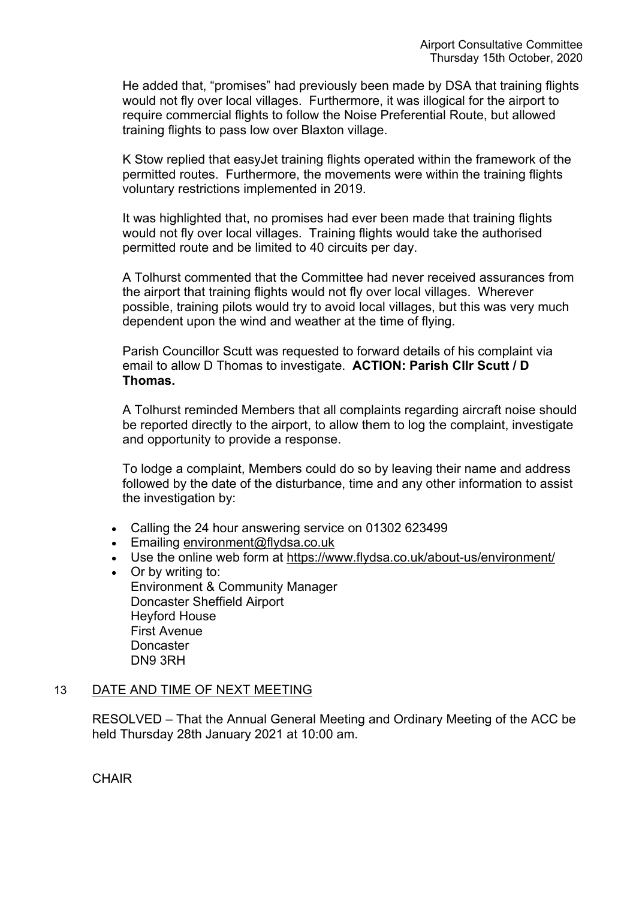He added that, "promises" had previously been made by DSA that training flights would not fly over local villages. Furthermore, it was illogical for the airport to require commercial flights to follow the Noise Preferential Route, but allowed training flights to pass low over Blaxton village.

K Stow replied that easyJet training flights operated within the framework of the permitted routes. Furthermore, the movements were within the training flights voluntary restrictions implemented in 2019.

It was highlighted that, no promises had ever been made that training flights would not fly over local villages. Training flights would take the authorised permitted route and be limited to 40 circuits per day.

A Tolhurst commented that the Committee had never received assurances from the airport that training flights would not fly over local villages. Wherever possible, training pilots would try to avoid local villages, but this was very much dependent upon the wind and weather at the time of flying.

Parish Councillor Scutt was requested to forward details of his complaint via email to allow D Thomas to investigate. **ACTION: Parish Cllr Scutt / D Thomas.**

A Tolhurst reminded Members that all complaints regarding aircraft noise should be reported directly to the airport, to allow them to log the complaint, investigate and opportunity to provide a response.

To lodge a complaint, Members could do so by leaving their name and address followed by the date of the disturbance, time and any other information to assist the investigation by:

- Calling the 24 hour answering service on 01302 623499
- Emailing environment@flydsa.co.uk
- Use the online web form at https://www.flydsa.co.uk/about-us/environment/
- Or by writing to:
  Environment & Community Manager
  Doncaster Sheffield Airport
  Heyford House
  First Avenue
  Doncaster
  DN9 3RH

## 13 DATE AND TIME OF NEXT MEETING

RESOLVED – That the Annual General Meeting and Ordinary Meeting of the ACC be held Thursday 28th January 2021 at 10:00 am.

CHAIR